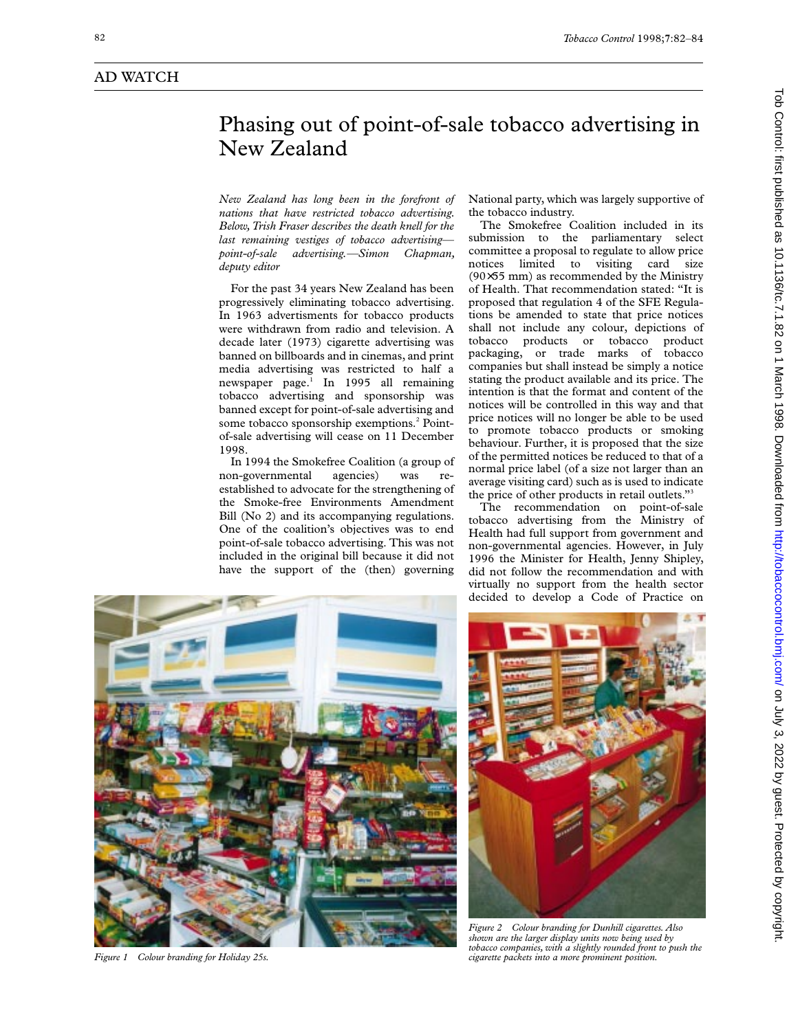## AD WATCH

# Phasing out of point-of-sale tobacco advertising in New Zealand

*New Zealand has long been in the forefront of nations that have restricted tobacco advertising. Below, Trish Fraser describes the death knell for the last remaining vestiges of tobacco advertising—point-of-sale advertising.—Simon Chapman, deputy editor*

For the past 34 years New Zealand has been progressively eliminating tobacco advertising. In 1963 advertisments for tobacco products were withdrawn from radio and television. A decade later (1973) cigarette advertising was banned on billboards and in cinemas, and print media advertising was restricted to half a newspaper page.[1] In 1995 all remaining tobacco advertising and sponsorship was banned except for point-of-sale advertising and some tobacco sponsorship exemptions.[2] Point-of-sale advertising will cease on 11 December 1998.

In 1994 the Smokefree Coalition (a group of non-governmental agencies) was re-established to advocate for the strengthening of the Smoke-free Environments Amendment Bill (No 2) and its accompanying regulations. One of the coalition's objectives was to end point-of-sale tobacco advertising. This was not included in the original bill because it did not have the support of the (then) governing National party, which was largely supportive of the tobacco industry.

The Smokefree Coalition included in its submission to the parliamentary select committee a proposal to regulate to allow price notices limited to visiting card size (90×55 mm) as recommended by the Ministry of Health. That recommendation stated: "It is proposed that regulation 4 of the SFE Regulations be amended to state that price notices shall not include any colour, depictions of tobacco products or tobacco product packaging, or trade marks of tobacco companies but shall instead be simply a notice stating the product available and its price. The intention is that the format and content of the notices will be controlled in this way and that price notices will no longer be able to be used to promote tobacco products or smoking behaviour. Further, it is proposed that the size of the permitted notices be reduced to that of a normal price label (of a size not larger than an average visiting card) such as is used to indicate the price of other products in retail outlets."[3]

The recommendation on point-of-sale tobacco advertising from the Ministry of Health had full support from government and non-governmental agencies. However, in July 1996 the Minister for Health, Jenny Shipley, did not follow the recommendation and with virtually no support from the health sector decided to develop a Code of Practice on

*Figure 1 Colour branding for Holiday 25s.*

*Figure 2 Colour branding for Dunhill cigarettes. Also shown are the larger display units now being used by tobacco companies, with a slightly rounded front to push the cigarette packets into a more prominent position.*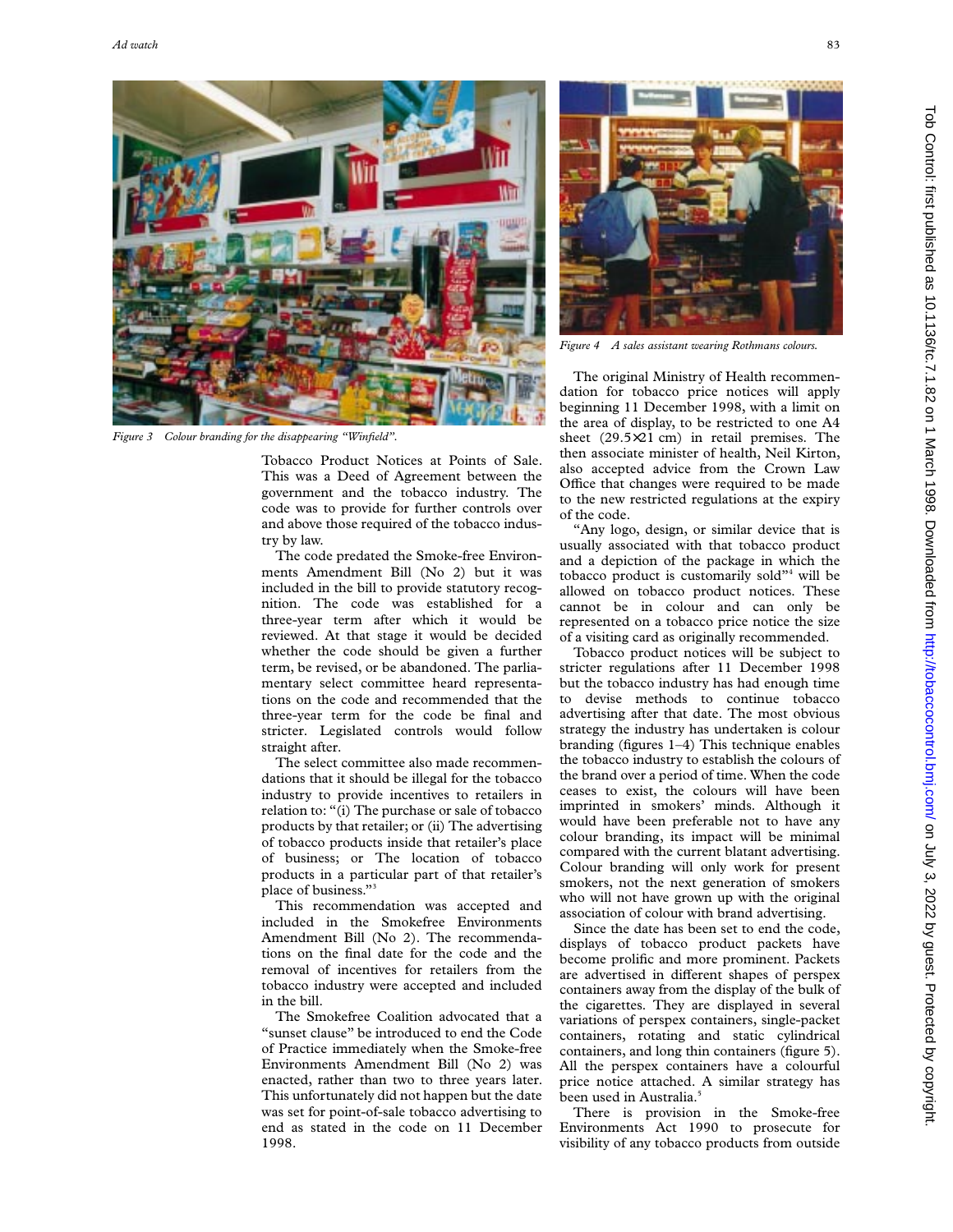Figure 3 Colour branding for the disappearing "Winfield".

Tobacco Product Notices at Points of Sale. This was a Deed of Agreement between the government and the tobacco industry. The code was to provide for further controls over and above those required of the tobacco industry by law.

The code predated the Smoke-free Environments Amendment Bill (No 2) but it was included in the bill to provide statutory recognition. The code was established for a three-year term after which it would be reviewed. At that stage it would be decided whether the code should be given a further term, be revised, or be abandoned. The parliamentary select committee heard representations on the code and recommended that the three-year term for the code be final and stricter. Legislated controls would follow straight after.

The select committee also made recommendations that it should be illegal for the tobacco industry to provide incentives to retailers in relation to: "(i) The purchase or sale of tobacco products by that retailer; or (ii) The advertising of tobacco products inside that retailer's place of business; or The location of tobacco products in a particular part of that retailer's place of business."[3]

This recommendation was accepted and included in the Smokefree Environments Amendment Bill (No 2). The recommendations on the final date for the code and the removal of incentives for retailers from the tobacco industry were accepted and included in the bill.

The Smokefree Coalition advocated that a "sunset clause" be introduced to end the Code of Practice immediately when the Smoke-free Environments Amendment Bill (No 2) was enacted, rather than two to three years later. This unfortunately did not happen but the date was set for point-of-sale tobacco advertising to end as stated in the code on 11 December 1998.

Figure 4 A sales assistant wearing Rothmans colours.

The original Ministry of Health recommendation for tobacco price notices will apply beginning 11 December 1998, with a limit on the area of display, to be restricted to one A4 sheet (29.5×21 cm) in retail premises. The then associate minister of health, Neil Kirton, also accepted advice from the Crown Law Office that changes were required to be made to the new restricted regulations at the expiry of the code.

"Any logo, design, or similar device that is usually associated with that tobacco product and a depiction of the package in which the tobacco product is customarily sold"[4] will be allowed on tobacco product notices. These cannot be in colour and can only be represented on a tobacco price notice the size of a visiting card as originally recommended.

Tobacco product notices will be subject to stricter regulations after 11 December 1998 but the tobacco industry has had enough time to devise methods to continue tobacco advertising after that date. The most obvious strategy the industry has undertaken is colour branding (figures 1–4) This technique enables the tobacco industry to establish the colours of the brand over a period of time. When the code ceases to exist, the colours will have been imprinted in smokers' minds. Although it would have been preferable not to have any colour branding, its impact will be minimal compared with the current blatant advertising. Colour branding will only work for present smokers, not the next generation of smokers who will not have grown up with the original association of colour with brand advertising.

Since the date has been set to end the code, displays of tobacco product packets have become prolific and more prominent. Packets are advertised in different shapes of perspex containers away from the display of the bulk of the cigarettes. They are displayed in several variations of perspex containers, single-packet containers, rotating and static cylindrical containers, and long thin containers (figure 5). All the perspex containers have a colourful price notice attached. A similar strategy has been used in Australia.[5]

There is provision in the Smoke-free Environments Act 1990 to prosecute for visibility of any tobacco products from outside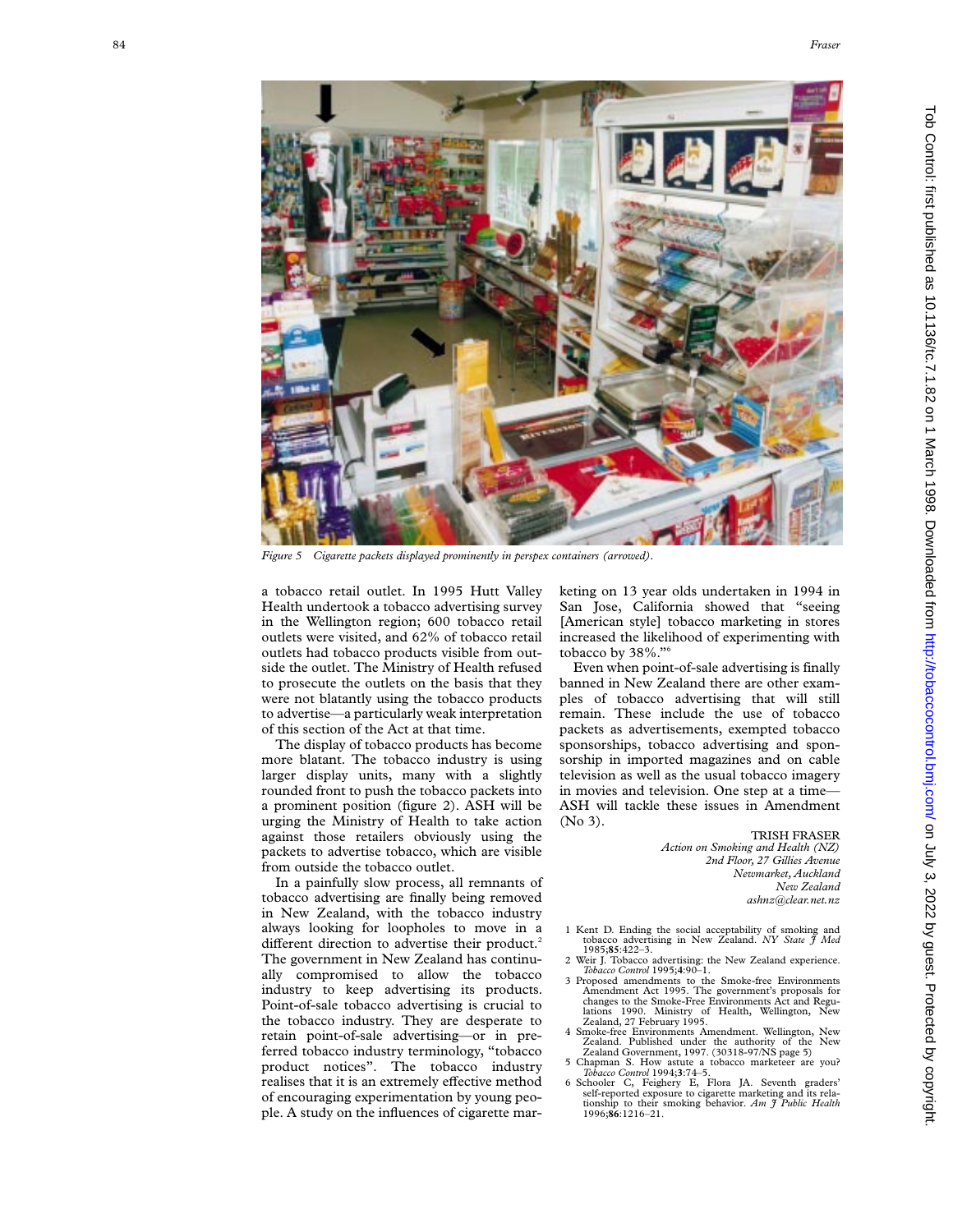*Figure 5 Cigarette packets displayed prominently in perspex containers (arrowed).*

a tobacco retail outlet. In 1995 Hutt Valley Health undertook a tobacco advertising survey in the Wellington region; 600 tobacco retail outlets were visited, and 62% of tobacco retail outlets had tobacco products visible from outside the outlet. The Ministry of Health refused to prosecute the outlets on the basis that they were not blatantly using the tobacco products to advertise—a particularly weak interpretation of this section of the Act at that time.

The display of tobacco products has become more blatant. The tobacco industry is using larger display units, many with a slightly rounded front to push the tobacco packets into a prominent position (figure 2). ASH will be urging the Ministry of Health to take action against those retailers obviously using the packets to advertise tobacco, which are visible from outside the tobacco outlet.

In a painfully slow process, all remnants of tobacco advertising are finally being removed in New Zealand, with the tobacco industry always looking for loopholes to move in a different direction to advertise their product.[2] The government in New Zealand has continually compromised to allow the tobacco industry to keep advertising its products. Point-of-sale tobacco advertising is crucial to the tobacco industry. They are desperate to retain point-of-sale advertising—or in preferred tobacco industry terminology, "tobacco product notices". The tobacco industry realises that it is an extremely effective method of encouraging experimentation by young people. A study on the influences of cigarette marketing on 13 year olds undertaken in 1994 in San Jose, California showed that "seeing [American style] tobacco marketing in stores increased the likelihood of experimenting with tobacco by 38%."[6]

Even when point-of-sale advertising is finally banned in New Zealand there are other examples of tobacco advertising that will still remain. These include the use of tobacco packets as advertisements, exempted tobacco sponsorships, tobacco advertising and sponsorship in imported magazines and on cable television as well as the usual tobacco imagery in movies and television. One step at a time—ASH will tackle these issues in Amendment (No 3).

TRISH FRASER
*Action on Smoking and Health (NZ)*
*2nd Floor, 27 Gillies Avenue*
*Newmarket, Auckland*
*New Zealand*
*ashnz@clear.net.nz*

1 Kent D. Ending the social acceptability of smoking and tobacco advertising in New Zealand. *NY State J Med* 1985;**85**:422–3.
2 Weir J. Tobacco advertising: the New Zealand experience. *Tobacco Control* 1995;**4**:90–1.
3 Proposed amendments to the Smoke-free Environments Amendment Act 1995. The government's proposals for changes to the Smoke-Free Environments Act and Regulations 1990. Ministry of Health, Wellington, New Zealand, 27 February 1995.
4 Smoke-free Environments Amendment. Wellington, New Zealand. Published under the authority of the New Zealand Government, 1997. (30318-97/NS page 5)
5 Chapman S. How astute a tobacco marketeer are you? *Tobacco Control* 1994;**3**:74–5.
6 Schooler C, Feighery E, Flora JA. Seventh graders' self-reported exposure to cigarette marketing and its relationship to their smoking behavior. *Am J Public Health* 1996;**86**:1216–21.